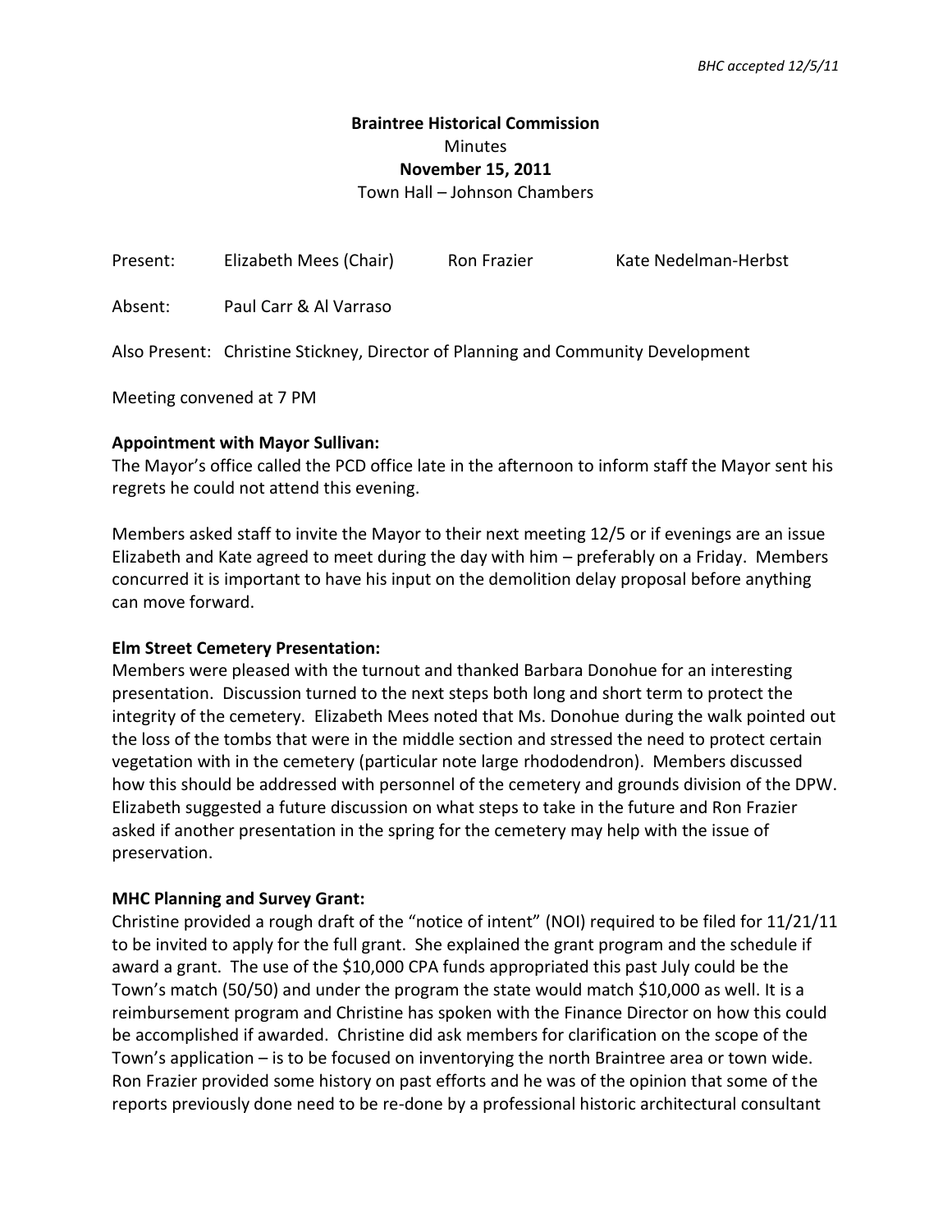*BHC accepted 12/5/11*

**Braintree Historical Commission**
Minutes
**November 15, 2011**
Town Hall – Johnson Chambers

Present: Elizabeth Mees (Chair) Ron Frazier Kate Nedelman-Herbst

Absent: Paul Carr & Al Varraso

Also Present: Christine Stickney, Director of Planning and Community Development

Meeting convened at 7 PM

**Appointment with Mayor Sullivan:**
The Mayor's office called the PCD office late in the afternoon to inform staff the Mayor sent his regrets he could not attend this evening.

Members asked staff to invite the Mayor to their next meeting 12/5 or if evenings are an issue Elizabeth and Kate agreed to meet during the day with him – preferably on a Friday. Members concurred it is important to have his input on the demolition delay proposal before anything can move forward.

**Elm Street Cemetery Presentation:**
Members were pleased with the turnout and thanked Barbara Donohue for an interesting presentation. Discussion turned to the next steps both long and short term to protect the integrity of the cemetery. Elizabeth Mees noted that Ms. Donohue during the walk pointed out the loss of the tombs that were in the middle section and stressed the need to protect certain vegetation with in the cemetery (particular note large rhododendron). Members discussed how this should be addressed with personnel of the cemetery and grounds division of the DPW. Elizabeth suggested a future discussion on what steps to take in the future and Ron Frazier asked if another presentation in the spring for the cemetery may help with the issue of preservation.

**MHC Planning and Survey Grant:**
Christine provided a rough draft of the "notice of intent" (NOI) required to be filed for 11/21/11 to be invited to apply for the full grant. She explained the grant program and the schedule if award a grant. The use of the $10,000 CPA funds appropriated this past July could be the Town's match (50/50) and under the program the state would match $10,000 as well. It is a reimbursement program and Christine has spoken with the Finance Director on how this could be accomplished if awarded. Christine did ask members for clarification on the scope of the Town's application – is to be focused on inventorying the north Braintree area or town wide. Ron Frazier provided some history on past efforts and he was of the opinion that some of the reports previously done need to be re-done by a professional historic architectural consultant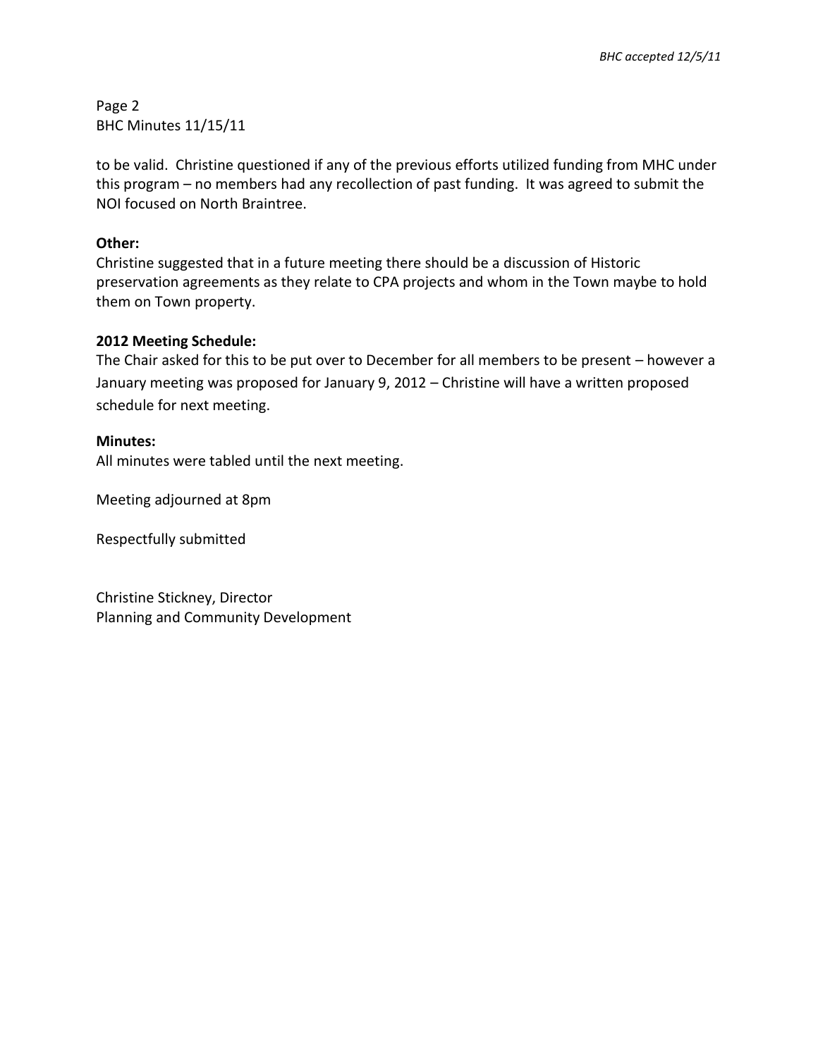to be valid. Christine questioned if any of the previous efforts utilized funding from MHC under this program – no members had any recollection of past funding. It was agreed to submit the NOI focused on North Braintree.

**Other:**
Christine suggested that in a future meeting there should be a discussion of Historic preservation agreements as they relate to CPA projects and whom in the Town maybe to hold them on Town property.

**2012 Meeting Schedule:**
The Chair asked for this to be put over to December for all members to be present – however a January meeting was proposed for January 9, 2012 – Christine will have a written proposed schedule for next meeting.

**Minutes:**
All minutes were tabled until the next meeting.

Meeting adjourned at 8pm

Respectfully submitted

Christine Stickney, Director
Planning and Community Development